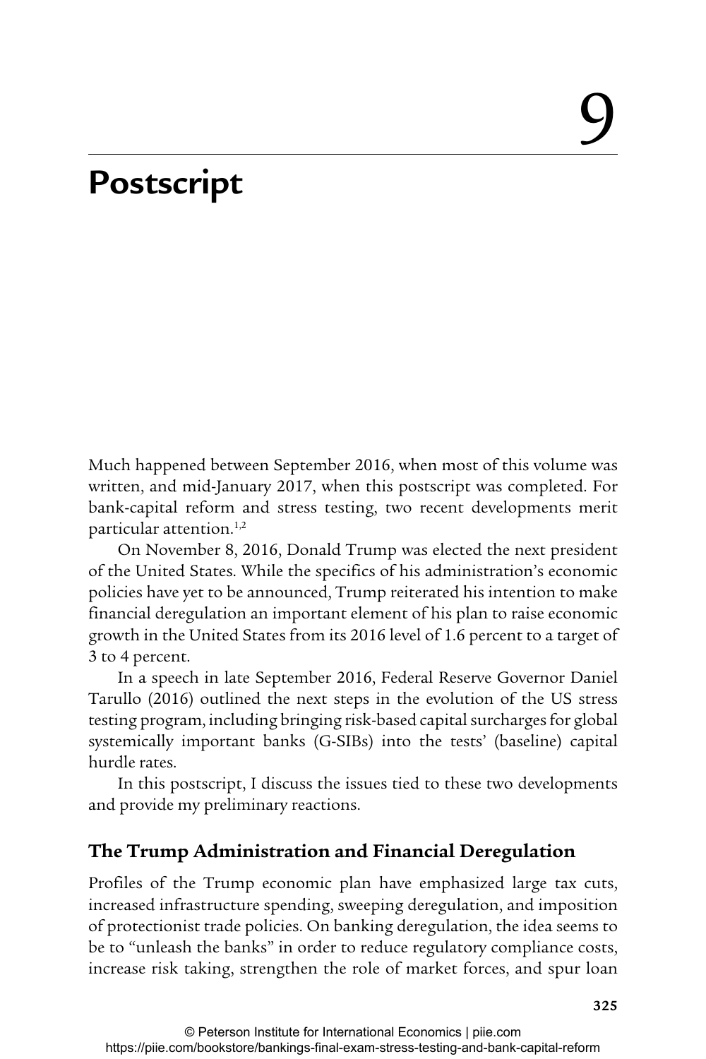# 9

# Postscript

Much happened between September 2016, when most of this volume was written, and mid-January 2017, when this postscript was completed. For bank-capital reform and stress testing, two recent developments merit particular attention.[1,2]

On November 8, 2016, Donald Trump was elected the next president of the United States. While the specifics of his administration's economic policies have yet to be announced, Trump reiterated his intention to make financial deregulation an important element of his plan to raise economic growth in the United States from its 2016 level of 1.6 percent to a target of 3 to 4 percent.

In a speech in late September 2016, Federal Reserve Governor Daniel Tarullo (2016) outlined the next steps in the evolution of the US stress testing program, including bringing risk-based capital surcharges for global systemically important banks (G-SIBs) into the tests' (baseline) capital hurdle rates.

In this postscript, I discuss the issues tied to these two developments and provide my preliminary reactions.

## The Trump Administration and Financial Deregulation

Profiles of the Trump economic plan have emphasized large tax cuts, increased infrastructure spending, sweeping deregulation, and imposition of protectionist trade policies. On banking deregulation, the idea seems to be to "unleash the banks" in order to reduce regulatory compliance costs, increase risk taking, strengthen the role of market forces, and spur loan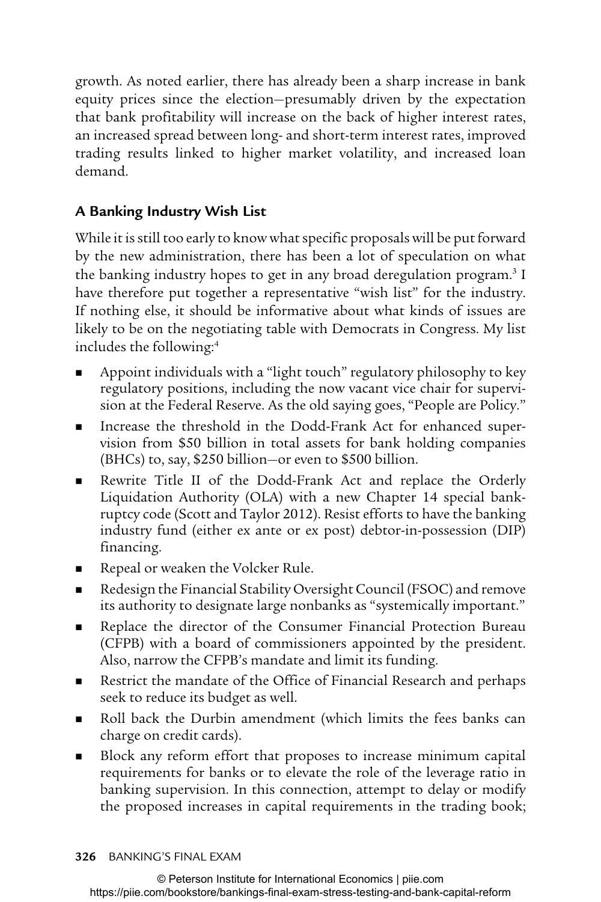growth. As noted earlier, there has already been a sharp increase in bank equity prices since the election—presumably driven by the expectation that bank profitability will increase on the back of higher interest rates, an increased spread between long- and short-term interest rates, improved trading results linked to higher market volatility, and increased loan demand.

## A Banking Industry Wish List

While it is still too early to know what specific proposals will be put forward by the new administration, there has been a lot of speculation on what the banking industry hopes to get in any broad deregulation program.[3] I have therefore put together a representative "wish list" for the industry. If nothing else, it should be informative about what kinds of issues are likely to be on the negotiating table with Democrats in Congress. My list includes the following:[4]

- Appoint individuals with a "light touch" regulatory philosophy to key regulatory positions, including the now vacant vice chair for supervision at the Federal Reserve. As the old saying goes, "People are Policy."
- Increase the threshold in the Dodd-Frank Act for enhanced supervision from $50 billion in total assets for bank holding companies (BHCs) to, say, $250 billion—or even to $500 billion.
- Rewrite Title II of the Dodd-Frank Act and replace the Orderly Liquidation Authority (OLA) with a new Chapter 14 special bankruptcy code (Scott and Taylor 2012). Resist efforts to have the banking industry fund (either ex ante or ex post) debtor-in-possession (DIP) financing.
- Repeal or weaken the Volcker Rule.
- Redesign the Financial Stability Oversight Council (FSOC) and remove its authority to designate large nonbanks as "systemically important."
- Replace the director of the Consumer Financial Protection Bureau (CFPB) with a board of commissioners appointed by the president. Also, narrow the CFPB's mandate and limit its funding.
- Restrict the mandate of the Office of Financial Research and perhaps seek to reduce its budget as well.
- Roll back the Durbin amendment (which limits the fees banks can charge on credit cards).
- Block any reform effort that proposes to increase minimum capital requirements for banks or to elevate the role of the leverage ratio in banking supervision. In this connection, attempt to delay or modify the proposed increases in capital requirements in the trading book;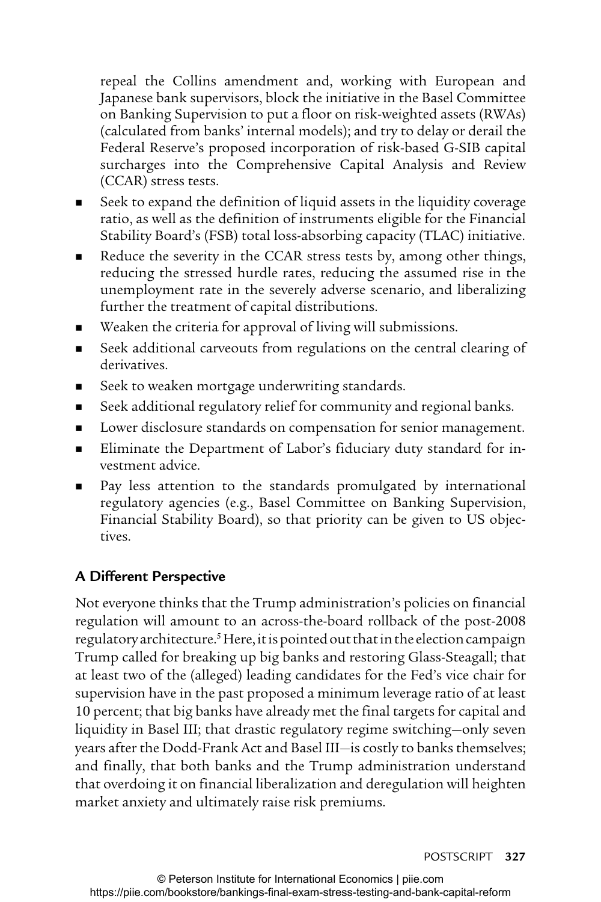repeal the Collins amendment and, working with European and Japanese bank supervisors, block the initiative in the Basel Committee on Banking Supervision to put a floor on risk-weighted assets (RWAs) (calculated from banks' internal models); and try to delay or derail the Federal Reserve's proposed incorporation of risk-based G-SIB capital surcharges into the Comprehensive Capital Analysis and Review (CCAR) stress tests.

- Seek to expand the definition of liquid assets in the liquidity coverage ratio, as well as the definition of instruments eligible for the Financial Stability Board's (FSB) total loss-absorbing capacity (TLAC) initiative.
- Reduce the severity in the CCAR stress tests by, among other things, reducing the stressed hurdle rates, reducing the assumed rise in the unemployment rate in the severely adverse scenario, and liberalizing further the treatment of capital distributions.
- Weaken the criteria for approval of living will submissions.
- Seek additional carveouts from regulations on the central clearing of derivatives.
- Seek to weaken mortgage underwriting standards.
- Seek additional regulatory relief for community and regional banks.
- Lower disclosure standards on compensation for senior management.
- Eliminate the Department of Labor's fiduciary duty standard for investment advice.
- Pay less attention to the standards promulgated by international regulatory agencies (e.g., Basel Committee on Banking Supervision, Financial Stability Board), so that priority can be given to US objectives.

### A Different Perspective

Not everyone thinks that the Trump administration's policies on financial regulation will amount to an across-the-board rollback of the post-2008 regulatory architecture.[5] Here, it is pointed out that in the election campaign Trump called for breaking up big banks and restoring Glass-Steagall; that at least two of the (alleged) leading candidates for the Fed's vice chair for supervision have in the past proposed a minimum leverage ratio of at least 10 percent; that big banks have already met the final targets for capital and liquidity in Basel III; that drastic regulatory regime switching—only seven years after the Dodd-Frank Act and Basel III—is costly to banks themselves; and finally, that both banks and the Trump administration understand that overdoing it on financial liberalization and deregulation will heighten market anxiety and ultimately raise risk premiums.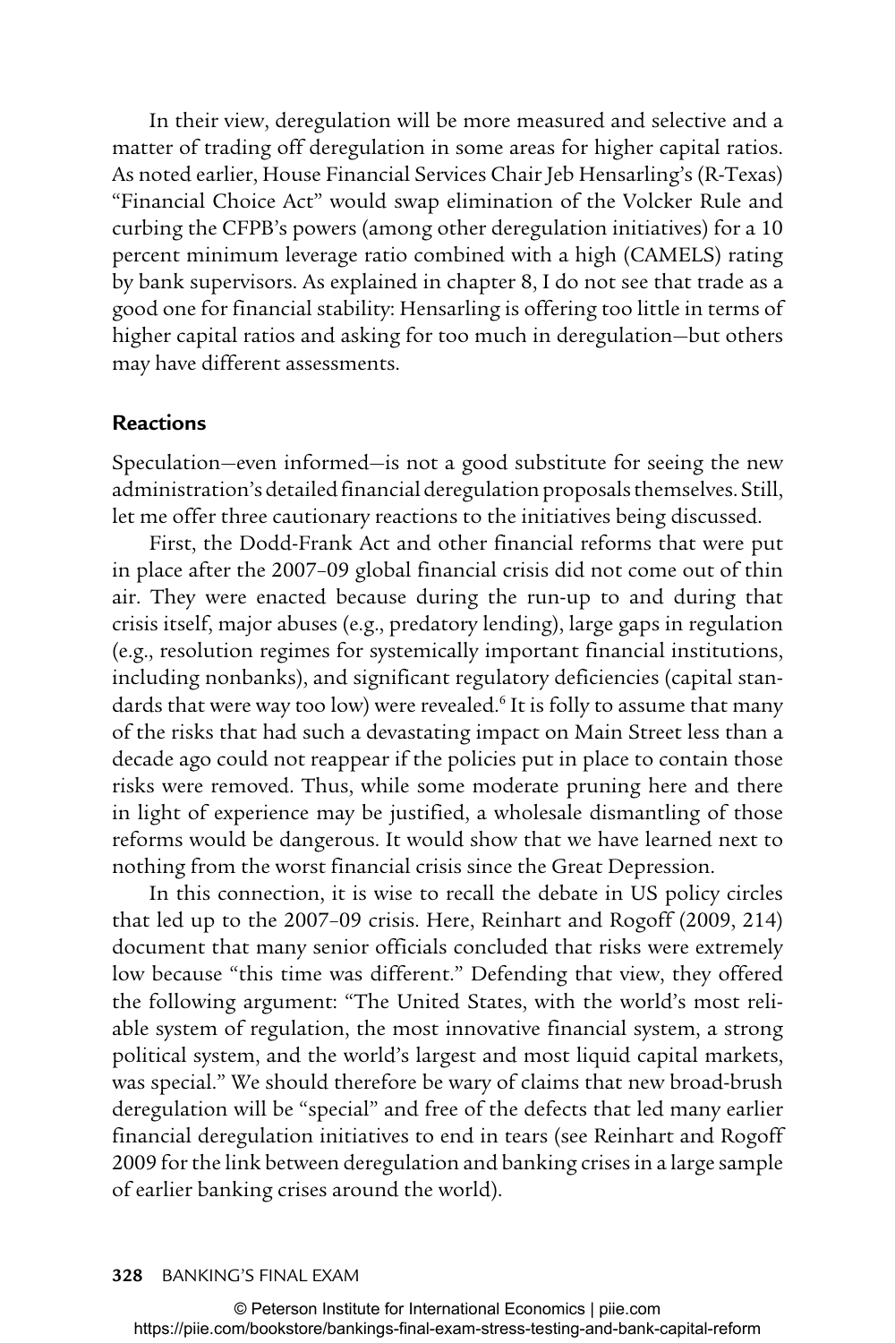In their view, deregulation will be more measured and selective and a matter of trading off deregulation in some areas for higher capital ratios. As noted earlier, House Financial Services Chair Jeb Hensarling's (R-Texas) "Financial Choice Act" would swap elimination of the Volcker Rule and curbing the CFPB's powers (among other deregulation initiatives) for a 10 percent minimum leverage ratio combined with a high (CAMELS) rating by bank supervisors. As explained in chapter 8, I do not see that trade as a good one for financial stability: Hensarling is offering too little in terms of higher capital ratios and asking for too much in deregulation—but others may have different assessments.

### Reactions

Speculation—even informed—is not a good substitute for seeing the new administration's detailed financial deregulation proposals themselves. Still, let me offer three cautionary reactions to the initiatives being discussed.

First, the Dodd-Frank Act and other financial reforms that were put in place after the 2007–09 global financial crisis did not come out of thin air. They were enacted because during the run-up to and during that crisis itself, major abuses (e.g., predatory lending), large gaps in regulation (e.g., resolution regimes for systemically important financial institutions, including nonbanks), and significant regulatory deficiencies (capital standards that were way too low) were revealed.[6] It is folly to assume that many of the risks that had such a devastating impact on Main Street less than a decade ago could not reappear if the policies put in place to contain those risks were removed. Thus, while some moderate pruning here and there in light of experience may be justified, a wholesale dismantling of those reforms would be dangerous. It would show that we have learned next to nothing from the worst financial crisis since the Great Depression.

In this connection, it is wise to recall the debate in US policy circles that led up to the 2007–09 crisis. Here, Reinhart and Rogoff (2009, 214) document that many senior officials concluded that risks were extremely low because "this time was different." Defending that view, they offered the following argument: "The United States, with the world's most reliable system of regulation, the most innovative financial system, a strong political system, and the world's largest and most liquid capital markets, was special." We should therefore be wary of claims that new broad-brush deregulation will be "special" and free of the defects that led many earlier financial deregulation initiatives to end in tears (see Reinhart and Rogoff 2009 for the link between deregulation and banking crises in a large sample of earlier banking crises around the world).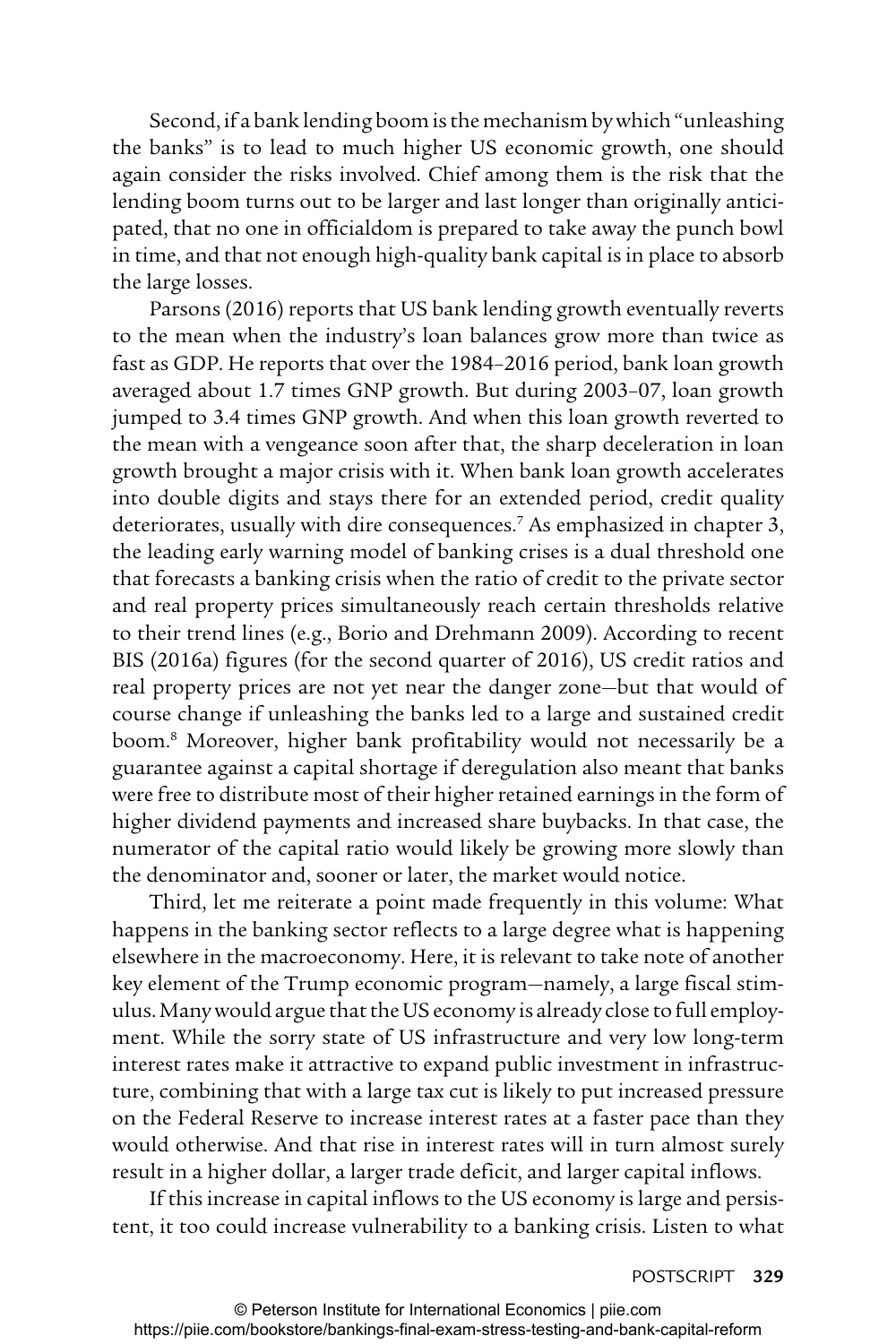Second, if a bank lending boom is the mechanism by which "unleashing the banks" is to lead to much higher US economic growth, one should again consider the risks involved. Chief among them is the risk that the lending boom turns out to be larger and last longer than originally anticipated, that no one in officialdom is prepared to take away the punch bowl in time, and that not enough high-quality bank capital is in place to absorb the large losses.

Parsons (2016) reports that US bank lending growth eventually reverts to the mean when the industry's loan balances grow more than twice as fast as GDP. He reports that over the 1984–2016 period, bank loan growth averaged about 1.7 times GNP growth. But during 2003–07, loan growth jumped to 3.4 times GNP growth. And when this loan growth reverted to the mean with a vengeance soon after that, the sharp deceleration in loan growth brought a major crisis with it. When bank loan growth accelerates into double digits and stays there for an extended period, credit quality deteriorates, usually with dire consequences.[7] As emphasized in chapter 3, the leading early warning model of banking crises is a dual threshold one that forecasts a banking crisis when the ratio of credit to the private sector and real property prices simultaneously reach certain thresholds relative to their trend lines (e.g., Borio and Drehmann 2009). According to recent BIS (2016a) figures (for the second quarter of 2016), US credit ratios and real property prices are not yet near the danger zone—but that would of course change if unleashing the banks led to a large and sustained credit boom.[8] Moreover, higher bank profitability would not necessarily be a guarantee against a capital shortage if deregulation also meant that banks were free to distribute most of their higher retained earnings in the form of higher dividend payments and increased share buybacks. In that case, the numerator of the capital ratio would likely be growing more slowly than the denominator and, sooner or later, the market would notice.

Third, let me reiterate a point made frequently in this volume: What happens in the banking sector reflects to a large degree what is happening elsewhere in the macroeconomy. Here, it is relevant to take note of another key element of the Trump economic program—namely, a large fiscal stimulus. Many would argue that the US economy is already close to full employment. While the sorry state of US infrastructure and very low long-term interest rates make it attractive to expand public investment in infrastructure, combining that with a large tax cut is likely to put increased pressure on the Federal Reserve to increase interest rates at a faster pace than they would otherwise. And that rise in interest rates will in turn almost surely result in a higher dollar, a larger trade deficit, and larger capital inflows.

If this increase in capital inflows to the US economy is large and persistent, it too could increase vulnerability to a banking crisis. Listen to what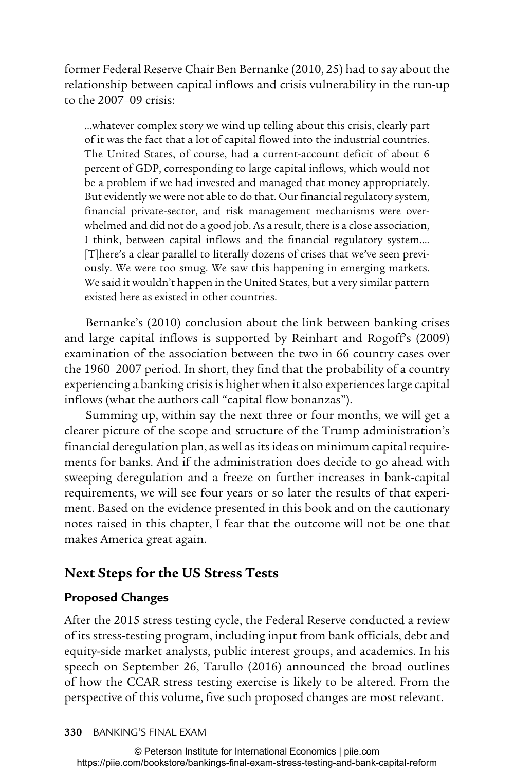former Federal Reserve Chair Ben Bernanke (2010, 25) had to say about the relationship between capital inflows and crisis vulnerability in the run-up to the 2007–09 crisis:

> ...whatever complex story we wind up telling about this crisis, clearly part of it was the fact that a lot of capital flowed into the industrial countries. The United States, of course, had a current-account deficit of about 6 percent of GDP, corresponding to large capital inflows, which would not be a problem if we had invested and managed that money appropriately. But evidently we were not able to do that. Our financial regulatory system, financial private-sector, and risk management mechanisms were overwhelmed and did not do a good job. As a result, there is a close association, I think, between capital inflows and the financial regulatory system.... [T]here's a clear parallel to literally dozens of crises that we've seen previously. We were too smug. We saw this happening in emerging markets. We said it wouldn't happen in the United States, but a very similar pattern existed here as existed in other countries.

Bernanke's (2010) conclusion about the link between banking crises and large capital inflows is supported by Reinhart and Rogoff's (2009) examination of the association between the two in 66 country cases over the 1960–2007 period. In short, they find that the probability of a country experiencing a banking crisis is higher when it also experiences large capital inflows (what the authors call "capital flow bonanzas").

Summing up, within say the next three or four months, we will get a clearer picture of the scope and structure of the Trump administration's financial deregulation plan, as well as its ideas on minimum capital requirements for banks. And if the administration does decide to go ahead with sweeping deregulation and a freeze on further increases in bank-capital requirements, we will see four years or so later the results of that experiment. Based on the evidence presented in this book and on the cautionary notes raised in this chapter, I fear that the outcome will not be one that makes America great again.

## Next Steps for the US Stress Tests

### Proposed Changes

After the 2015 stress testing cycle, the Federal Reserve conducted a review of its stress-testing program, including input from bank officials, debt and equity-side market analysts, public interest groups, and academics. In his speech on September 26, Tarullo (2016) announced the broad outlines of how the CCAR stress testing exercise is likely to be altered. From the perspective of this volume, five such proposed changes are most relevant.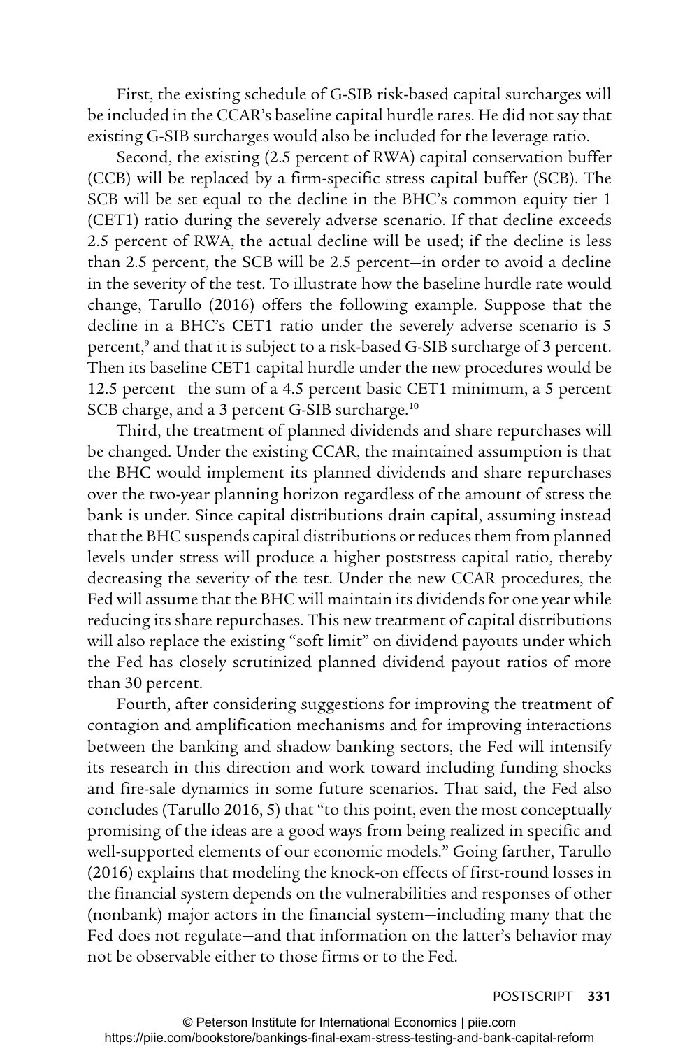First, the existing schedule of G-SIB risk-based capital surcharges will be included in the CCAR's baseline capital hurdle rates. He did not say that existing G-SIB surcharges would also be included for the leverage ratio.

Second, the existing (2.5 percent of RWA) capital conservation buffer (CCB) will be replaced by a firm-specific stress capital buffer (SCB). The SCB will be set equal to the decline in the BHC's common equity tier 1 (CET1) ratio during the severely adverse scenario. If that decline exceeds 2.5 percent of RWA, the actual decline will be used; if the decline is less than 2.5 percent, the SCB will be 2.5 percent—in order to avoid a decline in the severity of the test. To illustrate how the baseline hurdle rate would change, Tarullo (2016) offers the following example. Suppose that the decline in a BHC's CET1 ratio under the severely adverse scenario is 5 percent,[9] and that it is subject to a risk-based G-SIB surcharge of 3 percent. Then its baseline CET1 capital hurdle under the new procedures would be 12.5 percent—the sum of a 4.5 percent basic CET1 minimum, a 5 percent SCB charge, and a 3 percent G-SIB surcharge.[10]

Third, the treatment of planned dividends and share repurchases will be changed. Under the existing CCAR, the maintained assumption is that the BHC would implement its planned dividends and share repurchases over the two-year planning horizon regardless of the amount of stress the bank is under. Since capital distributions drain capital, assuming instead that the BHC suspends capital distributions or reduces them from planned levels under stress will produce a higher poststress capital ratio, thereby decreasing the severity of the test. Under the new CCAR procedures, the Fed will assume that the BHC will maintain its dividends for one year while reducing its share repurchases. This new treatment of capital distributions will also replace the existing "soft limit" on dividend payouts under which the Fed has closely scrutinized planned dividend payout ratios of more than 30 percent.

Fourth, after considering suggestions for improving the treatment of contagion and amplification mechanisms and for improving interactions between the banking and shadow banking sectors, the Fed will intensify its research in this direction and work toward including funding shocks and fire-sale dynamics in some future scenarios. That said, the Fed also concludes (Tarullo 2016, 5) that "to this point, even the most conceptually promising of the ideas are a good ways from being realized in specific and well-supported elements of our economic models." Going farther, Tarullo (2016) explains that modeling the knock-on effects of first-round losses in the financial system depends on the vulnerabilities and responses of other (nonbank) major actors in the financial system—including many that the Fed does not regulate—and that information on the latter's behavior may not be observable either to those firms or to the Fed.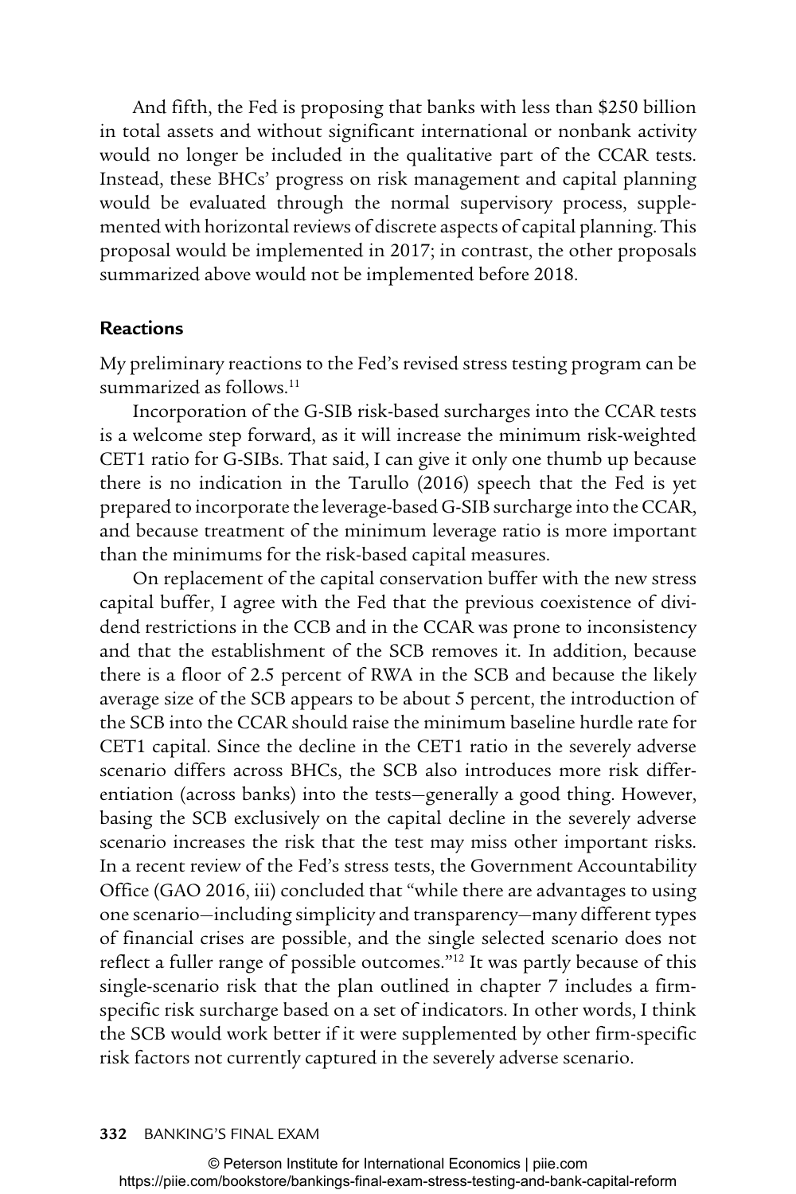And fifth, the Fed is proposing that banks with less than $250 billion in total assets and without significant international or nonbank activity would no longer be included in the qualitative part of the CCAR tests. Instead, these BHCs' progress on risk management and capital planning would be evaluated through the normal supervisory process, supplemented with horizontal reviews of discrete aspects of capital planning. This proposal would be implemented in 2017; in contrast, the other proposals summarized above would not be implemented before 2018.

### Reactions

My preliminary reactions to the Fed's revised stress testing program can be summarized as follows.[11]

Incorporation of the G-SIB risk-based surcharges into the CCAR tests is a welcome step forward, as it will increase the minimum risk-weighted CET1 ratio for G-SIBs. That said, I can give it only one thumb up because there is no indication in the Tarullo (2016) speech that the Fed is yet prepared to incorporate the leverage-based G-SIB surcharge into the CCAR, and because treatment of the minimum leverage ratio is more important than the minimums for the risk-based capital measures.

On replacement of the capital conservation buffer with the new stress capital buffer, I agree with the Fed that the previous coexistence of dividend restrictions in the CCB and in the CCAR was prone to inconsistency and that the establishment of the SCB removes it. In addition, because there is a floor of 2.5 percent of RWA in the SCB and because the likely average size of the SCB appears to be about 5 percent, the introduction of the SCB into the CCAR should raise the minimum baseline hurdle rate for CET1 capital. Since the decline in the CET1 ratio in the severely adverse scenario differs across BHCs, the SCB also introduces more risk differentiation (across banks) into the tests—generally a good thing. However, basing the SCB exclusively on the capital decline in the severely adverse scenario increases the risk that the test may miss other important risks. In a recent review of the Fed's stress tests, the Government Accountability Office (GAO 2016, iii) concluded that "while there are advantages to using one scenario—including simplicity and transparency—many different types of financial crises are possible, and the single selected scenario does not reflect a fuller range of possible outcomes."[12] It was partly because of this single-scenario risk that the plan outlined in chapter 7 includes a firm-specific risk surcharge based on a set of indicators. In other words, I think the SCB would work better if it were supplemented by other firm-specific risk factors not currently captured in the severely adverse scenario.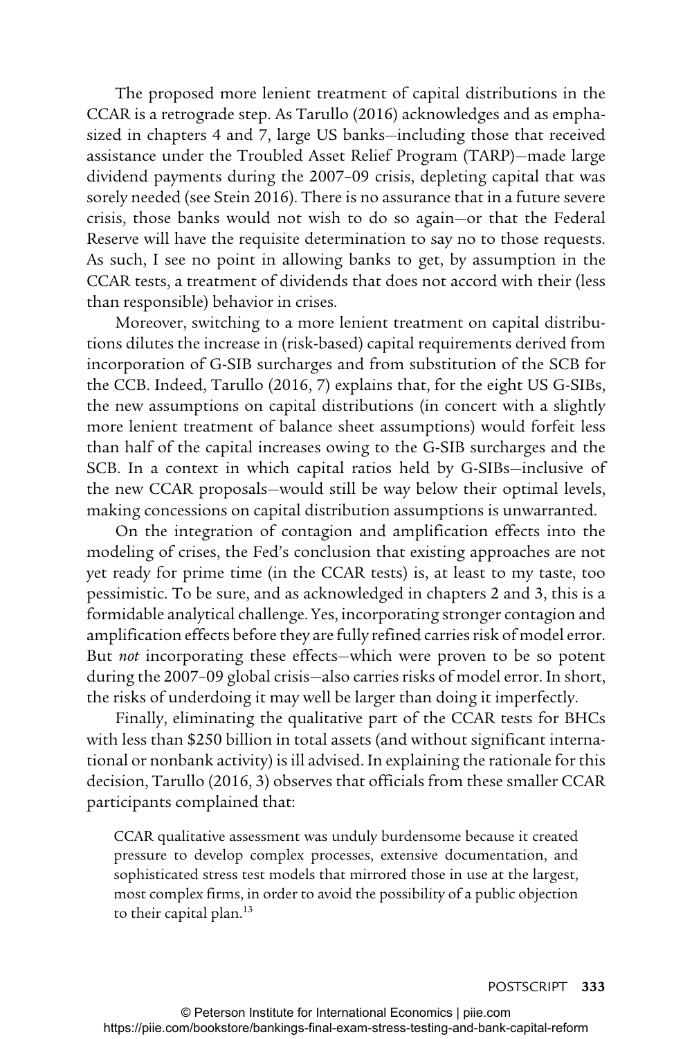The proposed more lenient treatment of capital distributions in the CCAR is a retrograde step. As Tarullo (2016) acknowledges and as emphasized in chapters 4 and 7, large US banks—including those that received assistance under the Troubled Asset Relief Program (TARP)—made large dividend payments during the 2007–09 crisis, depleting capital that was sorely needed (see Stein 2016). There is no assurance that in a future severe crisis, those banks would not wish to do so again—or that the Federal Reserve will have the requisite determination to say no to those requests. As such, I see no point in allowing banks to get, by assumption in the CCAR tests, a treatment of dividends that does not accord with their (less than responsible) behavior in crises.

Moreover, switching to a more lenient treatment on capital distributions dilutes the increase in (risk-based) capital requirements derived from incorporation of G-SIB surcharges and from substitution of the SCB for the CCB. Indeed, Tarullo (2016, 7) explains that, for the eight US G-SIBs, the new assumptions on capital distributions (in concert with a slightly more lenient treatment of balance sheet assumptions) would forfeit less than half of the capital increases owing to the G-SIB surcharges and the SCB. In a context in which capital ratios held by G-SIBs—inclusive of the new CCAR proposals—would still be way below their optimal levels, making concessions on capital distribution assumptions is unwarranted.

On the integration of contagion and amplification effects into the modeling of crises, the Fed's conclusion that existing approaches are not yet ready for prime time (in the CCAR tests) is, at least to my taste, too pessimistic. To be sure, and as acknowledged in chapters 2 and 3, this is a formidable analytical challenge. Yes, incorporating stronger contagion and amplification effects before they are fully refined carries risk of model error. But *not* incorporating these effects—which were proven to be so potent during the 2007–09 global crisis—also carries risks of model error. In short, the risks of underdoing it may well be larger than doing it imperfectly.

Finally, eliminating the qualitative part of the CCAR tests for BHCs with less than $250 billion in total assets (and without significant international or nonbank activity) is ill advised. In explaining the rationale for this decision, Tarullo (2016, 3) observes that officials from these smaller CCAR participants complained that:

> CCAR qualitative assessment was unduly burdensome because it created pressure to develop complex processes, extensive documentation, and sophisticated stress test models that mirrored those in use at the largest, most complex firms, in order to avoid the possibility of a public objection to their capital plan.[13]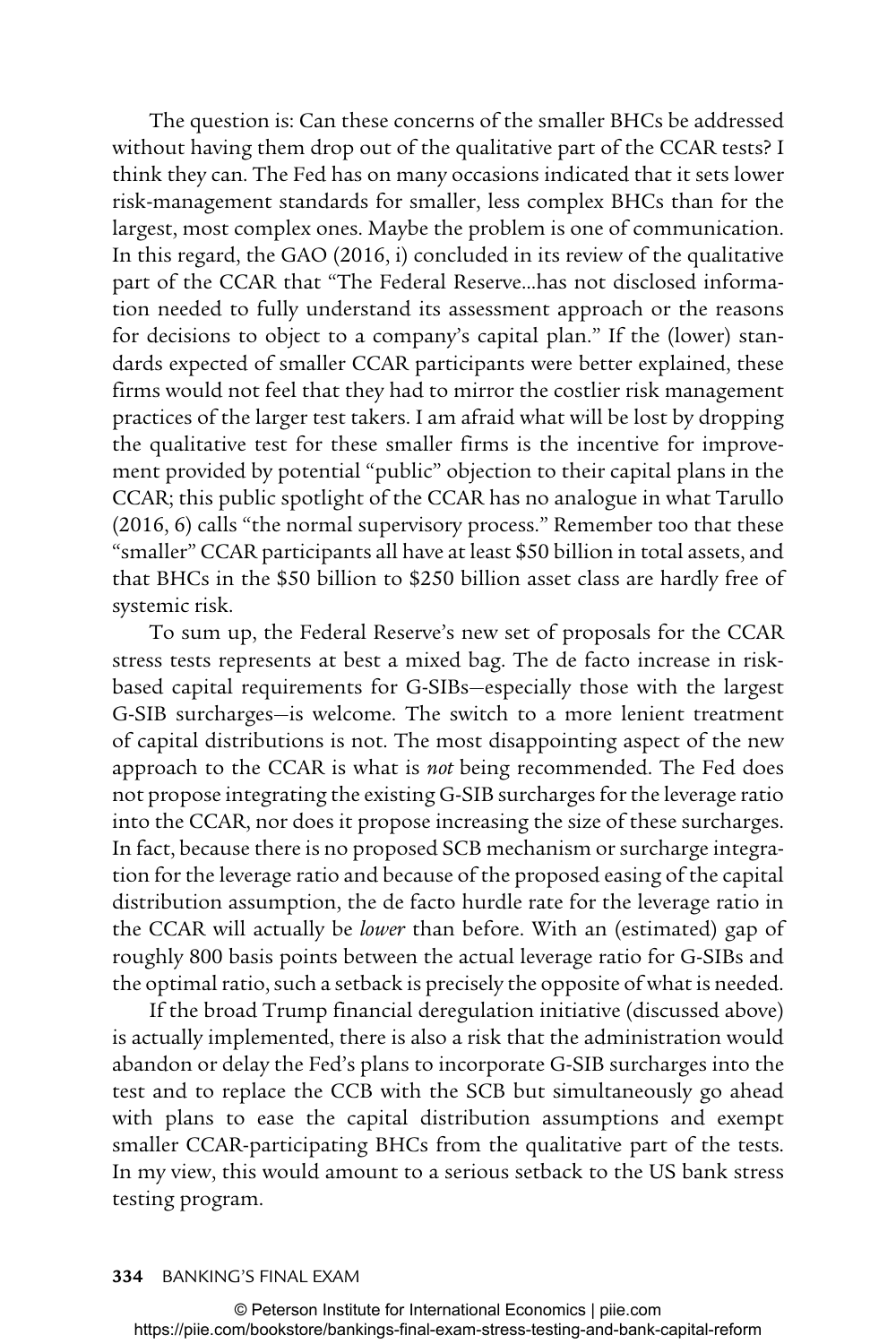The question is: Can these concerns of the smaller BHCs be addressed without having them drop out of the qualitative part of the CCAR tests? I think they can. The Fed has on many occasions indicated that it sets lower risk-management standards for smaller, less complex BHCs than for the largest, most complex ones. Maybe the problem is one of communication. In this regard, the GAO (2016, i) concluded in its review of the qualitative part of the CCAR that "The Federal Reserve...has not disclosed information needed to fully understand its assessment approach or the reasons for decisions to object to a company's capital plan." If the (lower) standards expected of smaller CCAR participants were better explained, these firms would not feel that they had to mirror the costlier risk management practices of the larger test takers. I am afraid what will be lost by dropping the qualitative test for these smaller firms is the incentive for improvement provided by potential "public" objection to their capital plans in the CCAR; this public spotlight of the CCAR has no analogue in what Tarullo (2016, 6) calls "the normal supervisory process." Remember too that these "smaller" CCAR participants all have at least $50 billion in total assets, and that BHCs in the $50 billion to $250 billion asset class are hardly free of systemic risk.

To sum up, the Federal Reserve's new set of proposals for the CCAR stress tests represents at best a mixed bag. The de facto increase in risk-based capital requirements for G-SIBs—especially those with the largest G-SIB surcharges—is welcome. The switch to a more lenient treatment of capital distributions is not. The most disappointing aspect of the new approach to the CCAR is what is *not* being recommended. The Fed does not propose integrating the existing G-SIB surcharges for the leverage ratio into the CCAR, nor does it propose increasing the size of these surcharges. In fact, because there is no proposed SCB mechanism or surcharge integration for the leverage ratio and because of the proposed easing of the capital distribution assumption, the de facto hurdle rate for the leverage ratio in the CCAR will actually be *lower* than before. With an (estimated) gap of roughly 800 basis points between the actual leverage ratio for G-SIBs and the optimal ratio, such a setback is precisely the opposite of what is needed.

If the broad Trump financial deregulation initiative (discussed above) is actually implemented, there is also a risk that the administration would abandon or delay the Fed's plans to incorporate G-SIB surcharges into the test and to replace the CCB with the SCB but simultaneously go ahead with plans to ease the capital distribution assumptions and exempt smaller CCAR-participating BHCs from the qualitative part of the tests. In my view, this would amount to a serious setback to the US bank stress testing program.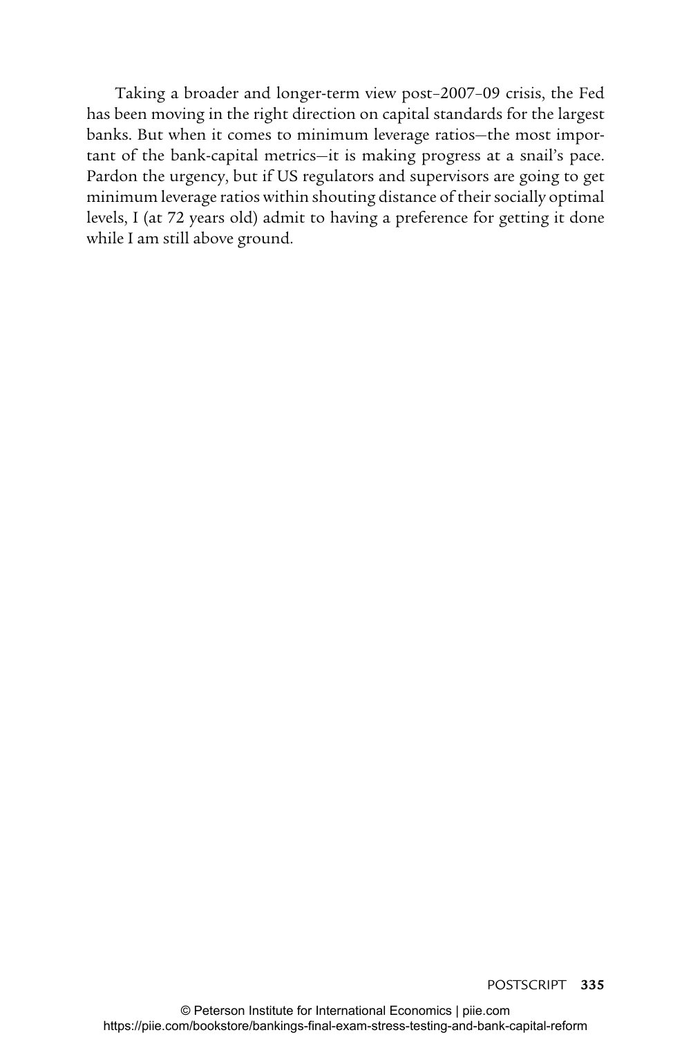Taking a broader and longer-term view post–2007–09 crisis, the Fed has been moving in the right direction on capital standards for the largest banks. But when it comes to minimum leverage ratios—the most important of the bank-capital metrics—it is making progress at a snail's pace. Pardon the urgency, but if US regulators and supervisors are going to get minimum leverage ratios within shouting distance of their socially optimal levels, I (at 72 years old) admit to having a preference for getting it done while I am still above ground.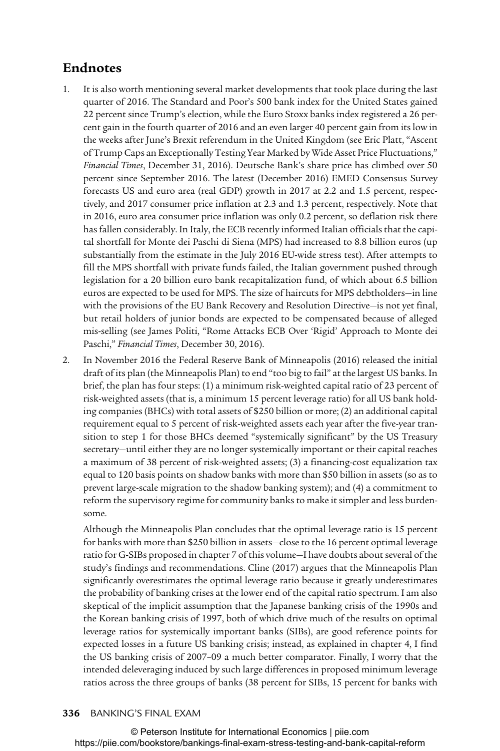## Endnotes

1. It is also worth mentioning several market developments that took place during the last quarter of 2016. The Standard and Poor's 500 bank index for the United States gained 22 percent since Trump's election, while the Euro Stoxx banks index registered a 26 percent gain in the fourth quarter of 2016 and an even larger 40 percent gain from its low in the weeks after June's Brexit referendum in the United Kingdom (see Eric Platt, "Ascent of Trump Caps an Exceptionally Testing Year Marked by Wide Asset Price Fluctuations," *Financial Times*, December 31, 2016). Deutsche Bank's share price has climbed over 50 percent since September 2016. The latest (December 2016) EMED Consensus Survey forecasts US and euro area (real GDP) growth in 2017 at 2.2 and 1.5 percent, respectively, and 2017 consumer price inflation at 2.3 and 1.3 percent, respectively. Note that in 2016, euro area consumer price inflation was only 0.2 percent, so deflation risk there has fallen considerably. In Italy, the ECB recently informed Italian officials that the capital shortfall for Monte dei Paschi di Siena (MPS) had increased to 8.8 billion euros (up substantially from the estimate in the July 2016 EU-wide stress test). After attempts to fill the MPS shortfall with private funds failed, the Italian government pushed through legislation for a 20 billion euro bank recapitalization fund, of which about 6.5 billion euros are expected to be used for MPS. The size of haircuts for MPS debtholders—in line with the provisions of the EU Bank Recovery and Resolution Directive—is not yet final, but retail holders of junior bonds are expected to be compensated because of alleged mis-selling (see James Politi, "Rome Attacks ECB Over 'Rigid' Approach to Monte dei Paschi," *Financial Times*, December 30, 2016).

2. In November 2016 the Federal Reserve Bank of Minneapolis (2016) released the initial draft of its plan (the Minneapolis Plan) to end "too big to fail" at the largest US banks. In brief, the plan has four steps: (1) a minimum risk-weighted capital ratio of 23 percent of risk-weighted assets (that is, a minimum 15 percent leverage ratio) for all US bank holding companies (BHCs) with total assets of $250 billion or more; (2) an additional capital requirement equal to 5 percent of risk-weighted assets each year after the five-year transition to step 1 for those BHCs deemed "systemically significant" by the US Treasury secretary—until either they are no longer systemically important or their capital reaches a maximum of 38 percent of risk-weighted assets; (3) a financing-cost equalization tax equal to 120 basis points on shadow banks with more than $50 billion in assets (so as to prevent large-scale migration to the shadow banking system); and (4) a commitment to reform the supervisory regime for community banks to make it simpler and less burdensome.

   Although the Minneapolis Plan concludes that the optimal leverage ratio is 15 percent for banks with more than $250 billion in assets—close to the 16 percent optimal leverage ratio for G-SIBs proposed in chapter 7 of this volume—I have doubts about several of the study's findings and recommendations. Cline (2017) argues that the Minneapolis Plan significantly overestimates the optimal leverage ratio because it greatly underestimates the probability of banking crises at the lower end of the capital ratio spectrum. I am also skeptical of the implicit assumption that the Japanese banking crisis of the 1990s and the Korean banking crisis of 1997, both of which drive much of the results on optimal leverage ratios for systemically important banks (SIBs), are good reference points for expected losses in a future US banking crisis; instead, as explained in chapter 4, I find the US banking crisis of 2007–09 a much better comparator. Finally, I worry that the intended deleveraging induced by such large differences in proposed minimum leverage ratios across the three groups of banks (38 percent for SIBs, 15 percent for banks with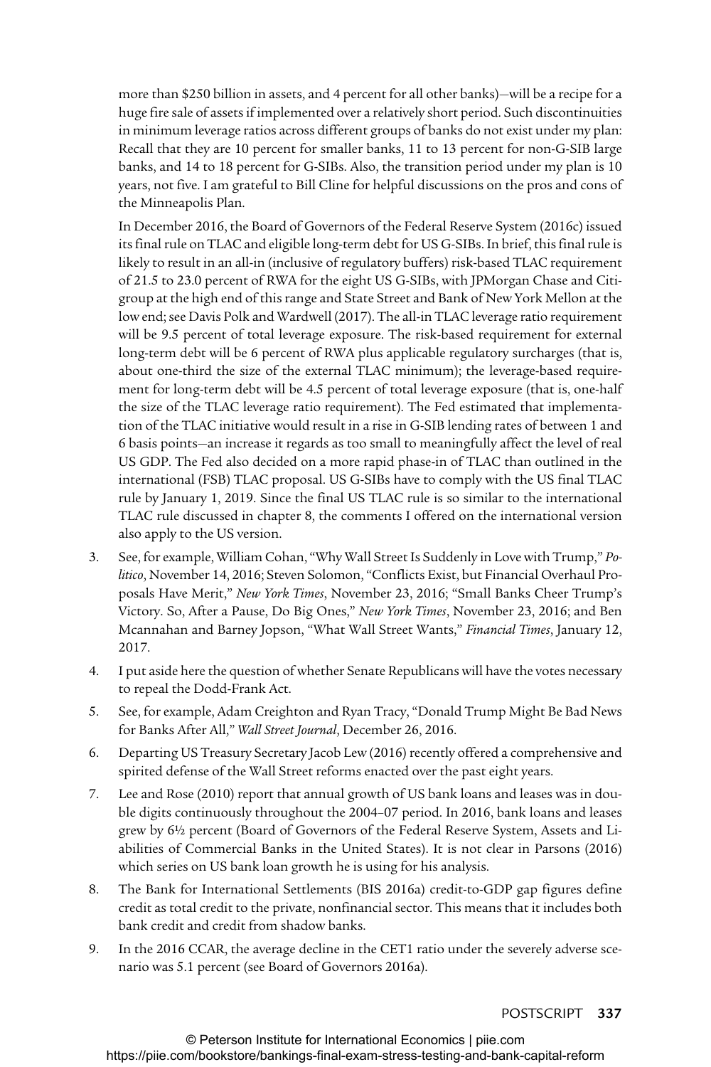more than $250 billion in assets, and 4 percent for all other banks)—will be a recipe for a huge fire sale of assets if implemented over a relatively short period. Such discontinuities in minimum leverage ratios across different groups of banks do not exist under my plan: Recall that they are 10 percent for smaller banks, 11 to 13 percent for non-G-SIB large banks, and 14 to 18 percent for G-SIBs. Also, the transition period under my plan is 10 years, not five. I am grateful to Bill Cline for helpful discussions on the pros and cons of the Minneapolis Plan.

In December 2016, the Board of Governors of the Federal Reserve System (2016c) issued its final rule on TLAC and eligible long-term debt for US G-SIBs. In brief, this final rule is likely to result in an all-in (inclusive of regulatory buffers) risk-based TLAC requirement of 21.5 to 23.0 percent of RWA for the eight US G-SIBs, with JPMorgan Chase and Citigroup at the high end of this range and State Street and Bank of New York Mellon at the low end; see Davis Polk and Wardwell (2017). The all-in TLAC leverage ratio requirement will be 9.5 percent of total leverage exposure. The risk-based requirement for external long-term debt will be 6 percent of RWA plus applicable regulatory surcharges (that is, about one-third the size of the external TLAC minimum); the leverage-based requirement for long-term debt will be 4.5 percent of total leverage exposure (that is, one-half the size of the TLAC leverage ratio requirement). The Fed estimated that implementation of the TLAC initiative would result in a rise in G-SIB lending rates of between 1 and 6 basis points—an increase it regards as too small to meaningfully affect the level of real US GDP. The Fed also decided on a more rapid phase-in of TLAC than outlined in the international (FSB) TLAC proposal. US G-SIBs have to comply with the US final TLAC rule by January 1, 2019. Since the final US TLAC rule is so similar to the international TLAC rule discussed in chapter 8, the comments I offered on the international version also apply to the US version.

3. See, for example, William Cohan, "Why Wall Street Is Suddenly in Love with Trump," *Politico*, November 14, 2016; Steven Solomon, "Conflicts Exist, but Financial Overhaul Proposals Have Merit," *New York Times*, November 23, 2016; "Small Banks Cheer Trump's Victory. So, After a Pause, Do Big Ones," *New York Times*, November 23, 2016; and Ben Mcannahan and Barney Jopson, "What Wall Street Wants," *Financial Times*, January 12, 2017.
4. I put aside here the question of whether Senate Republicans will have the votes necessary to repeal the Dodd-Frank Act.
5. See, for example, Adam Creighton and Ryan Tracy, "Donald Trump Might Be Bad News for Banks After All," *Wall Street Journal*, December 26, 2016.
6. Departing US Treasury Secretary Jacob Lew (2016) recently offered a comprehensive and spirited defense of the Wall Street reforms enacted over the past eight years.
7. Lee and Rose (2010) report that annual growth of US bank loans and leases was in double digits continuously throughout the 2004–07 period. In 2016, bank loans and leases grew by 6½ percent (Board of Governors of the Federal Reserve System, Assets and Liabilities of Commercial Banks in the United States). It is not clear in Parsons (2016) which series on US bank loan growth he is using for his analysis.
8. The Bank for International Settlements (BIS 2016a) credit-to-GDP gap figures define credit as total credit to the private, nonfinancial sector. This means that it includes both bank credit and credit from shadow banks.
9. In the 2016 CCAR, the average decline in the CET1 ratio under the severely adverse scenario was 5.1 percent (see Board of Governors 2016a).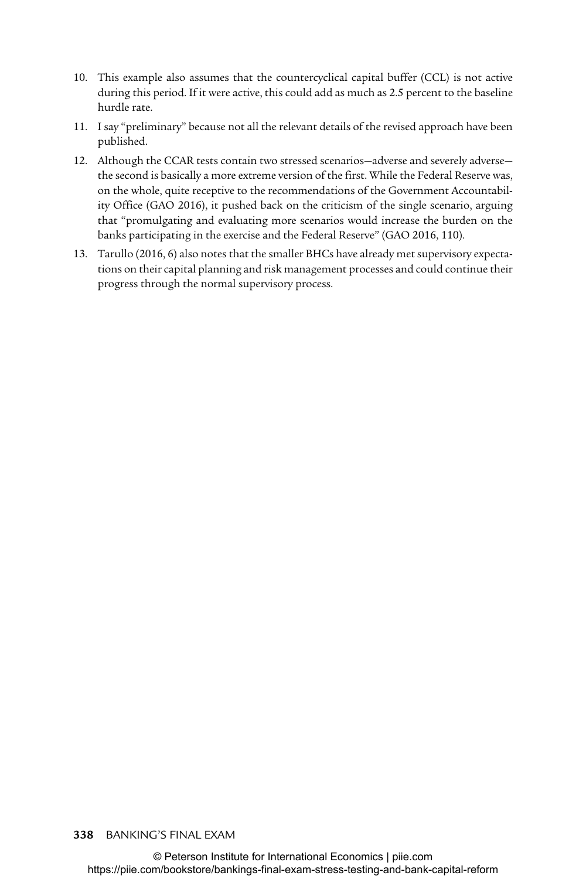10. This example also assumes that the countercyclical capital buffer (CCL) is not active during this period. If it were active, this could add as much as 2.5 percent to the baseline hurdle rate.
11. I say "preliminary" because not all the relevant details of the revised approach have been published.
12. Although the CCAR tests contain two stressed scenarios—adverse and severely adverse—the second is basically a more extreme version of the first. While the Federal Reserve was, on the whole, quite receptive to the recommendations of the Government Accountability Office (GAO 2016), it pushed back on the criticism of the single scenario, arguing that "promulgating and evaluating more scenarios would increase the burden on the banks participating in the exercise and the Federal Reserve" (GAO 2016, 110).
13. Tarullo (2016, 6) also notes that the smaller BHCs have already met supervisory expectations on their capital planning and risk management processes and could continue their progress through the normal supervisory process.